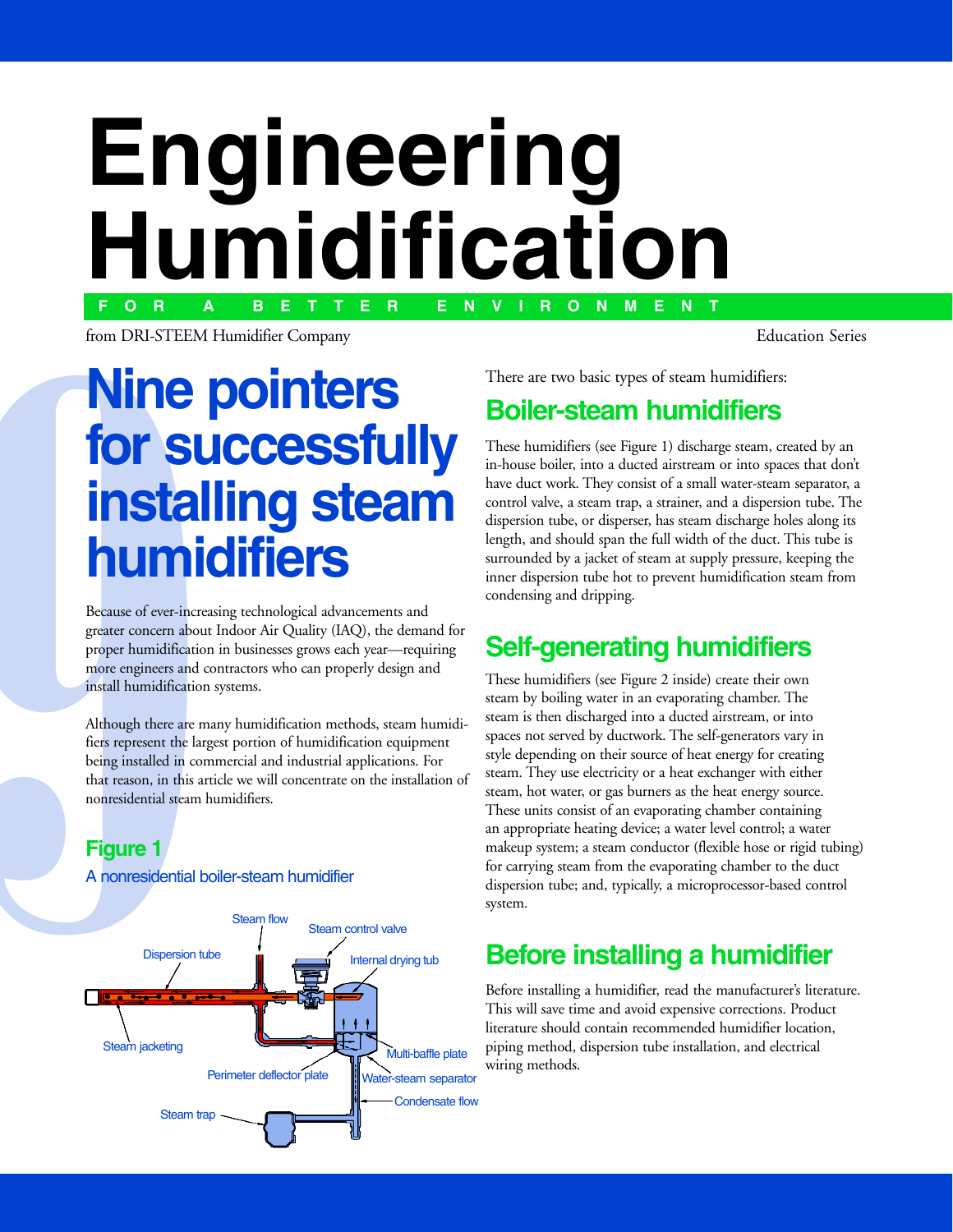# Engineering Humidification

**FOR A BETTER ENVIRONMENT**

from DRI-STEEM Humidifier Company

Education Series

## Nine pointers for successfully installing steam humidifiers

Because of ever-increasing technological advancements and greater concern about Indoor Air Quality (IAQ), the demand for proper humidification in businesses grows each year—requiring more engineers and contractors who can properly design and install humidification systems.

Although there are many humidification methods, steam humidifiers represent the largest portion of humidification equipment being installed in commercial and industrial applications. For that reason, in this article we will concentrate on the installation of nonresidential steam humidifiers.

**Figure 1**

A nonresidential boiler-steam humidifier

Steam flow, Steam control valve, Dispersion tube, Internal drying tub, Steam jacketing, Multi-baffle plate, Perimeter deflector plate, Water-steam separator, Condensate flow, Steam trap

There are two basic types of steam humidifiers:

### Boiler-steam humidifiers

These humidifiers (see Figure 1) discharge steam, created by an in-house boiler, into a ducted airstream or into spaces that don't have duct work. They consist of a small water-steam separator, a control valve, a steam trap, a strainer, and a dispersion tube. The dispersion tube, or disperser, has steam discharge holes along its length, and should span the full width of the duct. This tube is surrounded by a jacket of steam at supply pressure, keeping the inner dispersion tube hot to prevent humidification steam from condensing and dripping.

### Self-generating humidifiers

These humidifiers (see Figure 2 inside) create their own steam by boiling water in an evaporating chamber. The steam is then discharged into a ducted airstream, or into spaces not served by ductwork. The self-generators vary in style depending on their source of heat energy for creating steam. They use electricity or a heat exchanger with either steam, hot water, or gas burners as the heat energy source. These units consist of an evaporating chamber containing an appropriate heating device; a water level control; a water makeup system; a steam conductor (flexible hose or rigid tubing) for carrying steam from the evaporating chamber to the duct dispersion tube; and, typically, a microprocessor-based control system.

### Before installing a humidifier

Before installing a humidifier, read the manufacturer's literature. This will save time and avoid expensive corrections. Product literature should contain recommended humidifier location, piping method, dispersion tube installation, and electrical wiring methods.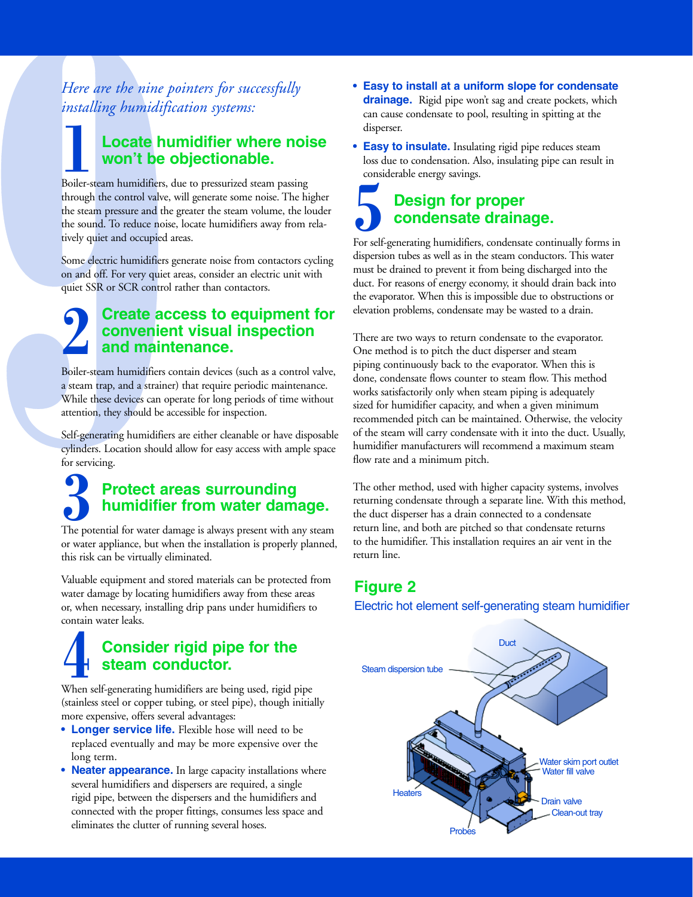*Here are the nine pointers for successfully installing humidification systems:*

## 1 Locate humidifier where noise won't be objectionable.

Boiler-steam humidifiers, due to pressurized steam passing through the control valve, will generate some noise. The higher the steam pressure and the greater the steam volume, the louder the sound. To reduce noise, locate humidifiers away from relatively quiet and occupied areas.

Some electric humidifiers generate noise from contactors cycling on and off. For very quiet areas, consider an electric unit with quiet SSR or SCR control rather than contactors.

## 2 Create access to equipment for convenient visual inspection and maintenance.

Boiler-steam humidifiers contain devices (such as a control valve, a steam trap, and a strainer) that require periodic maintenance. While these devices can operate for long periods of time without attention, they should be accessible for inspection.

Self-generating humidifiers are either cleanable or have disposable cylinders. Location should allow for easy access with ample space for servicing.

## 3 Protect areas surrounding humidifier from water damage.

The potential for water damage is always present with any steam or water appliance, but when the installation is properly planned, this risk can be virtually eliminated.

Valuable equipment and stored materials can be protected from water damage by locating humidifiers away from these areas or, when necessary, installing drip pans under humidifiers to contain water leaks.

## 4 Consider rigid pipe for the steam conductor.

When self-generating humidifiers are being used, rigid pipe (stainless steel or copper tubing, or steel pipe), though initially more expensive, offers several advantages:

- **Longer service life.** Flexible hose will need to be replaced eventually and may be more expensive over the long term.
- **Neater appearance.** In large capacity installations where several humidifiers and dispersers are required, a single rigid pipe, between the dispersers and the humidifiers and connected with the proper fittings, consumes less space and eliminates the clutter of running several hoses.
- **Easy to install at a uniform slope for condensate drainage.** Rigid pipe won't sag and create pockets, which can cause condensate to pool, resulting in spitting at the disperser.
- **Easy to insulate.** Insulating rigid pipe reduces steam loss due to condensation. Also, insulating pipe can result in considerable energy savings.

## 5 Design for proper condensate drainage.

For self-generating humidifiers, condensate continually forms in dispersion tubes as well as in the steam conductors. This water must be drained to prevent it from being discharged into the duct. For reasons of energy economy, it should drain back into the evaporator. When this is impossible due to obstructions or elevation problems, condensate may be wasted to a drain.

There are two ways to return condensate to the evaporator. One method is to pitch the duct disperser and steam piping continuously back to the evaporator. When this is done, condensate flows counter to steam flow. This method works satisfactorily only when steam piping is adequately sized for humidifier capacity, and when a given minimum recommended pitch can be maintained. Otherwise, the velocity of the steam will carry condensate with it into the duct. Usually, humidifier manufacturers will recommend a maximum steam flow rate and a minimum pitch.

The other method, used with higher capacity systems, involves returning condensate through a separate line. With this method, the duct disperser has a drain connected to a condensate return line, and both are pitched so that condensate returns to the humidifier. This installation requires an air vent in the return line.

### Figure 2

Electric hot element self-generating steam humidifier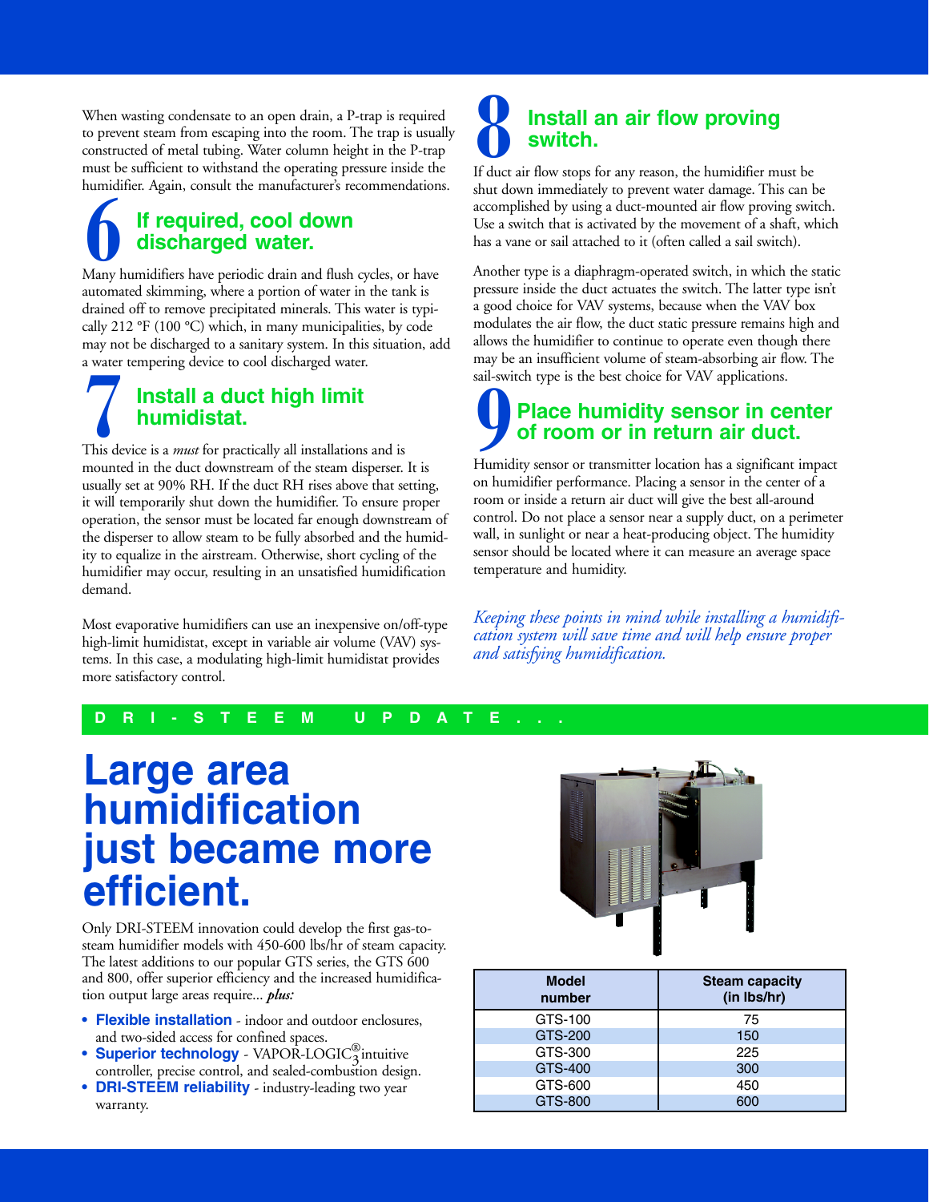When wasting condensate to an open drain, a P-trap is required to prevent steam from escaping into the room. The trap is usually constructed of metal tubing. Water column height in the P-trap must be sufficient to withstand the operating pressure inside the humidifier. Again, consult the manufacturer's recommendations.

## 6 If required, cool down discharged water.

Many humidifiers have periodic drain and flush cycles, or have automated skimming, where a portion of water in the tank is drained off to remove precipitated minerals. This water is typically 212 °F (100 °C) which, in many municipalities, by code may not be discharged to a sanitary system. In this situation, add a water tempering device to cool discharged water.

## 7 Install a duct high limit humidistat.

This device is a *must* for practically all installations and is mounted in the duct downstream of the steam disperser. It is usually set at 90% RH. If the duct RH rises above that setting, it will temporarily shut down the humidifier. To ensure proper operation, the sensor must be located far enough downstream of the disperser to allow steam to be fully absorbed and the humidity to equalize in the airstream. Otherwise, short cycling of the humidifier may occur, resulting in an unsatisfied humidification demand.

Most evaporative humidifiers can use an inexpensive on/off-type high-limit humidistat, except in variable air volume (VAV) systems. In this case, a modulating high-limit humidistat provides more satisfactory control.

## 8 Install an air flow proving switch.

If duct air flow stops for any reason, the humidifier must be shut down immediately to prevent water damage. This can be accomplished by using a duct-mounted air flow proving switch. Use a switch that is activated by the movement of a shaft, which has a vane or sail attached to it (often called a sail switch).

Another type is a diaphragm-operated switch, in which the static pressure inside the duct actuates the switch. The latter type isn't a good choice for VAV systems, because when the VAV box modulates the air flow, the duct static pressure remains high and allows the humidifier to continue to operate even though there may be an insufficient volume of steam-absorbing air flow. The sail-switch type is the best choice for VAV applications.

## 9 Place humidity sensor in center of room or in return air duct.

Humidity sensor or transmitter location has a significant impact on humidifier performance. Placing a sensor in the center of a room or inside a return air duct will give the best all-around control. Do not place a sensor near a supply duct, on a perimeter wall, in sunlight or near a heat-producing object. The humidity sensor should be located where it can measure an average space temperature and humidity.

*Keeping these points in mind while installing a humidification system will save time and will help ensure proper and satisfying humidification.*

**DRI-STEEM UPDATE...**

# Large area humidification just became more efficient.

Only DRI-STEEM innovation could develop the first gas-to-steam humidifier models with 450-600 lbs/hr of steam capacity. The latest additions to our popular GTS series, the GTS 600 and 800, offer superior efficiency and the increased humidification output large areas require... ***plus:***

- **Flexible installation** - indoor and outdoor enclosures, and two-sided access for confined spaces.
- **Superior technology** - VAPOR-LOGIC®$_3$ intuitive controller, precise control, and sealed-combustion design.
- **DRI-STEEM reliability** - industry-leading two year warranty.

| Model number | Steam capacity (in lbs/hr) |
|---|---|
| GTS-100 | 75 |
| GTS-200 | 150 |
| GTS-300 | 225 |
| GTS-400 | 300 |
| GTS-600 | 450 |
| GTS-800 | 600 |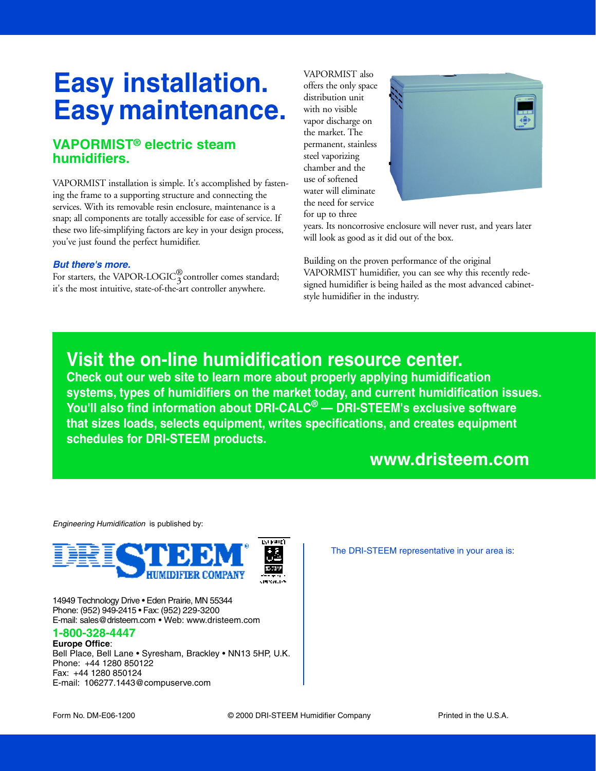# Easy installation. Easy maintenance.

## VAPORMIST® electric steam humidifiers.

VAPORMIST installation is simple. It's accomplished by fastening the frame to a supporting structure and connecting the services. With its removable resin enclosure, maintenance is a snap; all components are totally accessible for ease of service. If these two life-simplifying factors are key in your design process, you've just found the perfect humidifier.

***But there's more.***

For starters, the VAPOR-LOGIC$_3$® controller comes standard; it's the most intuitive, state-of-the-art controller anywhere.

VAPORMIST also offers the only space distribution unit with no visible vapor discharge on the market. The permanent, stainless steel vaporizing chamber and the use of softened water will eliminate the need for service for up to three years. Its noncorrosive enclosure will never rust, and years later will look as good as it did out of the box.

Building on the proven performance of the original VAPORMIST humidifier, you can see why this recently redesigned humidifier is being hailed as the most advanced cabinet-style humidifier in the industry.

## Visit the on-line humidification resource center.

**Check out our web site to learn more about properly applying humidification systems, types of humidifiers on the market today, and current humidification issues. You'll also find information about DRI-CALC® — DRI-STEEM's exclusive software that sizes loads, selects equipment, writes specifications, and creates equipment schedules for DRI-STEEM products.**

**www.dristeem.com**

*Engineering Humidification* is published by:

DRI-STEEM HUMIDIFIER COMPANY

14949 Technology Drive • Eden Prairie, MN 55344
Phone: (952) 949-2415 • Fax: (952) 229-3200
E-mail: sales@dristeem.com • Web: www.dristeem.com

**1-800-328-4447**

**Europe Office**:
Bell Place, Bell Lane • Syresham, Brackley • NN13 5HP, U.K.
Phone: +44 1280 850122
Fax: +44 1280 850124
E-mail: 106277.1443@compuserve.com

The DRI-STEEM representative in your area is:

Form No. DM-E06-1200 © 2000 DRI-STEEM Humidifier Company Printed in the U.S.A.